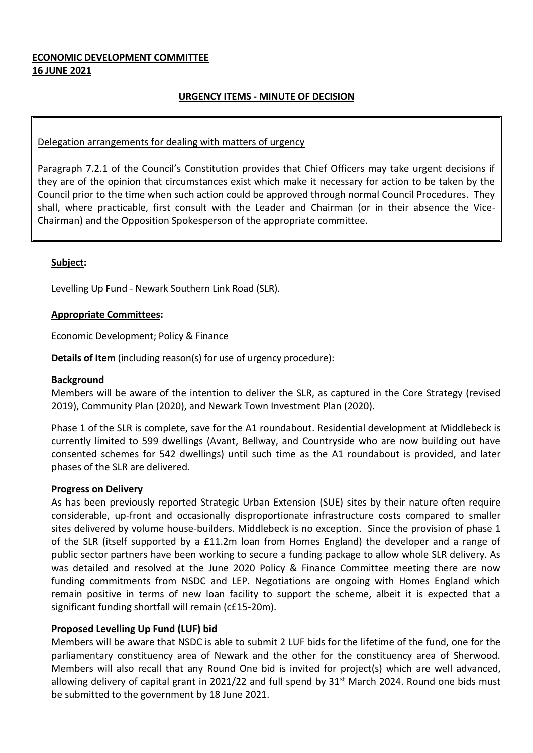**ECONOMIC DEVELOPMENT COMMITTEE**
**16 JUNE 2021**

**URGENCY ITEMS - MINUTE OF DECISION**

Delegation arrangements for dealing with matters of urgency

Paragraph 7.2.1 of the Council's Constitution provides that Chief Officers may take urgent decisions if they are of the opinion that circumstances exist which make it necessary for action to be taken by the Council prior to the time when such action could be approved through normal Council Procedures. They shall, where practicable, first consult with the Leader and Chairman (or in their absence the Vice-Chairman) and the Opposition Spokesperson of the appropriate committee.

**Subject:**

Levelling Up Fund - Newark Southern Link Road (SLR).

**Appropriate Committees:**

Economic Development; Policy & Finance

**Details of Item** (including reason(s) for use of urgency procedure):

**Background**

Members will be aware of the intention to deliver the SLR, as captured in the Core Strategy (revised 2019), Community Plan (2020), and Newark Town Investment Plan (2020).

Phase 1 of the SLR is complete, save for the A1 roundabout. Residential development at Middlebeck is currently limited to 599 dwellings (Avant, Bellway, and Countryside who are now building out have consented schemes for 542 dwellings) until such time as the A1 roundabout is provided, and later phases of the SLR are delivered.

**Progress on Delivery**

As has been previously reported Strategic Urban Extension (SUE) sites by their nature often require considerable, up-front and occasionally disproportionate infrastructure costs compared to smaller sites delivered by volume house-builders. Middlebeck is no exception. Since the provision of phase 1 of the SLR (itself supported by a £11.2m loan from Homes England) the developer and a range of public sector partners have been working to secure a funding package to allow whole SLR delivery. As was detailed and resolved at the June 2020 Policy & Finance Committee meeting there are now funding commitments from NSDC and LEP. Negotiations are ongoing with Homes England which remain positive in terms of new loan facility to support the scheme, albeit it is expected that a significant funding shortfall will remain (c£15-20m).

**Proposed Levelling Up Fund (LUF) bid**

Members will be aware that NSDC is able to submit 2 LUF bids for the lifetime of the fund, one for the parliamentary constituency area of Newark and the other for the constituency area of Sherwood. Members will also recall that any Round One bid is invited for project(s) which are well advanced, allowing delivery of capital grant in 2021/22 and full spend by 31st March 2024. Round one bids must be submitted to the government by 18 June 2021.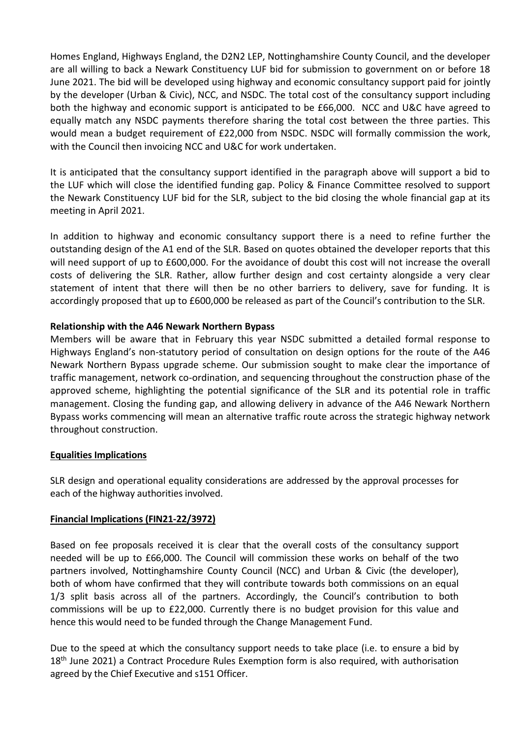Homes England, Highways England, the D2N2 LEP, Nottinghamshire County Council, and the developer are all willing to back a Newark Constituency LUF bid for submission to government on or before 18 June 2021. The bid will be developed using highway and economic consultancy support paid for jointly by the developer (Urban & Civic), NCC, and NSDC. The total cost of the consultancy support including both the highway and economic support is anticipated to be £66,000. NCC and U&C have agreed to equally match any NSDC payments therefore sharing the total cost between the three parties. This would mean a budget requirement of £22,000 from NSDC. NSDC will formally commission the work, with the Council then invoicing NCC and U&C for work undertaken.

It is anticipated that the consultancy support identified in the paragraph above will support a bid to the LUF which will close the identified funding gap. Policy & Finance Committee resolved to support the Newark Constituency LUF bid for the SLR, subject to the bid closing the whole financial gap at its meeting in April 2021.

In addition to highway and economic consultancy support there is a need to refine further the outstanding design of the A1 end of the SLR. Based on quotes obtained the developer reports that this will need support of up to £600,000. For the avoidance of doubt this cost will not increase the overall costs of delivering the SLR. Rather, allow further design and cost certainty alongside a very clear statement of intent that there will then be no other barriers to delivery, save for funding. It is accordingly proposed that up to £600,000 be released as part of the Council's contribution to the SLR.

**Relationship with the A46 Newark Northern Bypass**

Members will be aware that in February this year NSDC submitted a detailed formal response to Highways England's non-statutory period of consultation on design options for the route of the A46 Newark Northern Bypass upgrade scheme. Our submission sought to make clear the importance of traffic management, network co-ordination, and sequencing throughout the construction phase of the approved scheme, highlighting the potential significance of the SLR and its potential role in traffic management. Closing the funding gap, and allowing delivery in advance of the A46 Newark Northern Bypass works commencing will mean an alternative traffic route across the strategic highway network throughout construction.

**Equalities Implications**

SLR design and operational equality considerations are addressed by the approval processes for each of the highway authorities involved.

**Financial Implications (FIN21-22/3972)**

Based on fee proposals received it is clear that the overall costs of the consultancy support needed will be up to £66,000. The Council will commission these works on behalf of the two partners involved, Nottinghamshire County Council (NCC) and Urban & Civic (the developer), both of whom have confirmed that they will contribute towards both commissions on an equal 1/3 split basis across all of the partners. Accordingly, the Council's contribution to both commissions will be up to £22,000. Currently there is no budget provision for this value and hence this would need to be funded through the Change Management Fund.

Due to the speed at which the consultancy support needs to take place (i.e. to ensure a bid by 18th June 2021) a Contract Procedure Rules Exemption form is also required, with authorisation agreed by the Chief Executive and s151 Officer.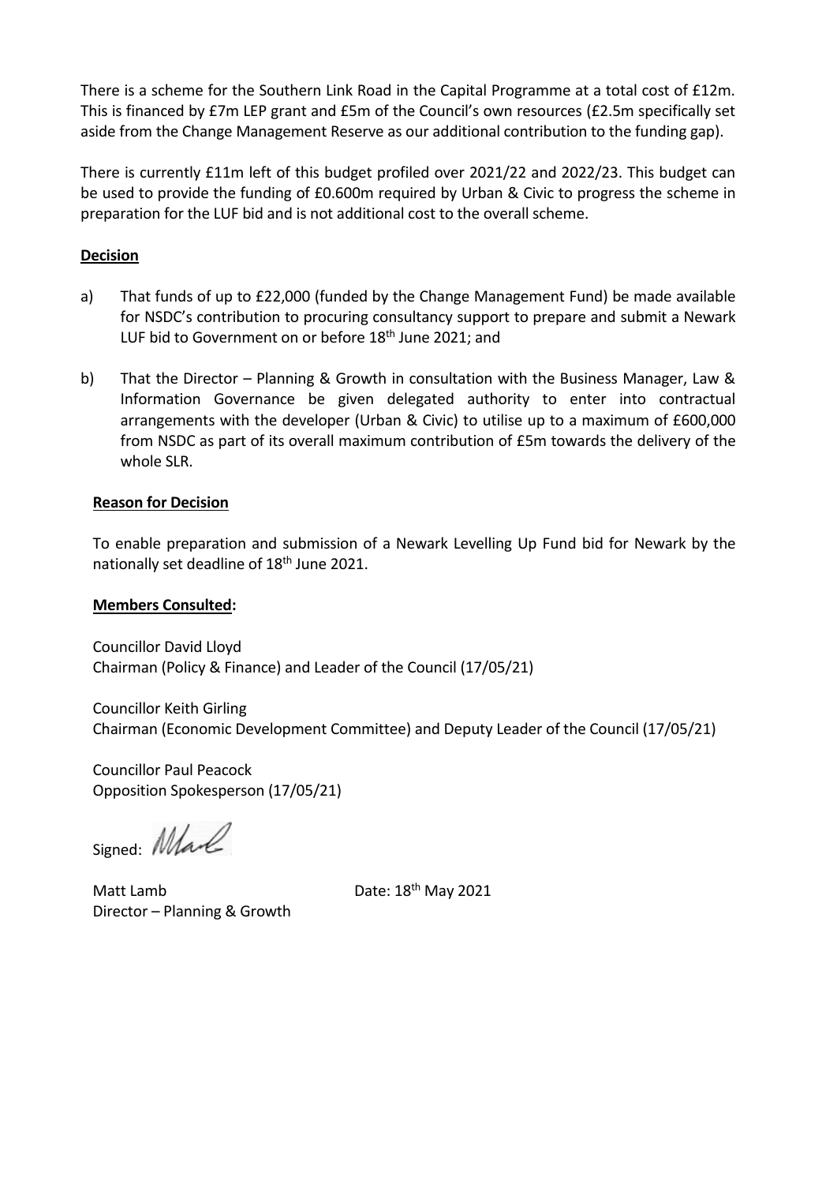There is a scheme for the Southern Link Road in the Capital Programme at a total cost of £12m. This is financed by £7m LEP grant and £5m of the Council's own resources (£2.5m specifically set aside from the Change Management Reserve as our additional contribution to the funding gap).

There is currently £11m left of this budget profiled over 2021/22 and 2022/23. This budget can be used to provide the funding of £0.600m required by Urban & Civic to progress the scheme in preparation for the LUF bid and is not additional cost to the overall scheme.

**Decision**

a) That funds of up to £22,000 (funded by the Change Management Fund) be made available for NSDC's contribution to procuring consultancy support to prepare and submit a Newark LUF bid to Government on or before 18th June 2021; and

b) That the Director – Planning & Growth in consultation with the Business Manager, Law & Information Governance be given delegated authority to enter into contractual arrangements with the developer (Urban & Civic) to utilise up to a maximum of £600,000 from NSDC as part of its overall maximum contribution of £5m towards the delivery of the whole SLR.

**Reason for Decision**

To enable preparation and submission of a Newark Levelling Up Fund bid for Newark by the nationally set deadline of 18th June 2021.

**Members Consulted:**

Councillor David Lloyd
Chairman (Policy & Finance) and Leader of the Council (17/05/21)

Councillor Keith Girling
Chairman (Economic Development Committee) and Deputy Leader of the Council (17/05/21)

Councillor Paul Peacock
Opposition Spokesperson (17/05/21)

Signed:

Matt Lamb
Director – Planning & Growth

Date: 18th May 2021